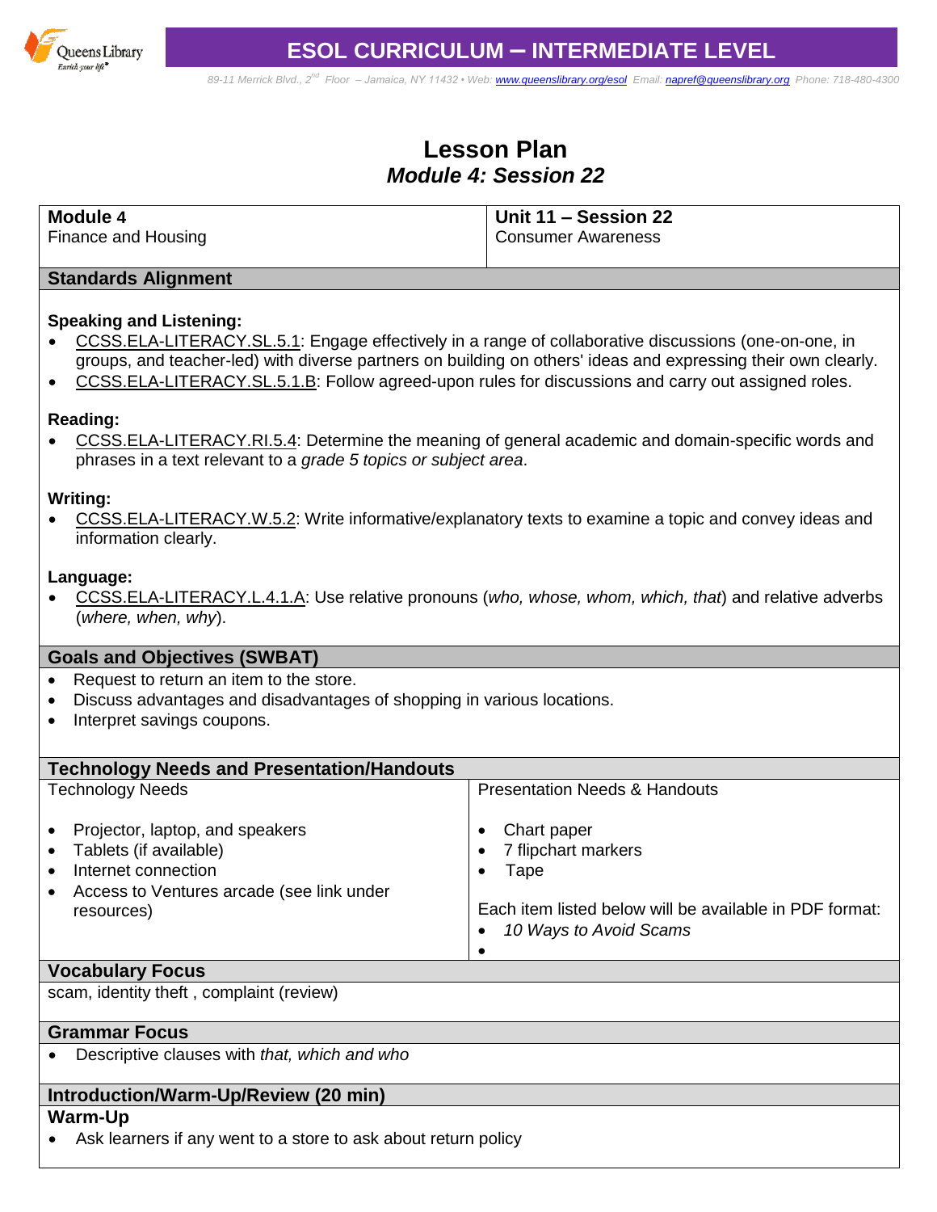# ESOL CURRICULUM – INTERMEDIATE LEVEL

89-11 Merrick Blvd., 2nd Floor – Jamaica, NY 11432 • Web: www.queenslibrary.org/esol Email: napref@queenslibrary.org Phone: 718-480-4300

## Lesson Plan
### *Module 4: Session 22*

| **Module 4**<br>Finance and Housing | **Unit 11 – Session 22**<br>Consumer Awareness |
|---|---|

### Standards Alignment

**Speaking and Listening:**
- CCSS.ELA-LITERACY.SL.5.1: Engage effectively in a range of collaborative discussions (one-on-one, in groups, and teacher-led) with diverse partners on building on others' ideas and expressing their own clearly.
- CCSS.ELA-LITERACY.SL.5.1.B: Follow agreed-upon rules for discussions and carry out assigned roles.

**Reading:**
- CCSS.ELA-LITERACY.RI.5.4: Determine the meaning of general academic and domain-specific words and phrases in a text relevant to a *grade 5 topics or subject area*.

**Writing:**
- CCSS.ELA-LITERACY.W.5.2: Write informative/explanatory texts to examine a topic and convey ideas and information clearly.

**Language:**
- CCSS.ELA-LITERACY.L.4.1.A: Use relative pronouns (*who, whose, whom, which, that*) and relative adverbs (*where, when, why*).

### Goals and Objectives (SWBAT)
- Request to return an item to the store.
- Discuss advantages and disadvantages of shopping in various locations.
- Interpret savings coupons.

### Technology Needs and Presentation/Handouts

| Technology Needs | Presentation Needs & Handouts |
|---|---|
| • Projector, laptop, and speakers<br>• Tablets (if available)<br>• Internet connection<br>• Access to Ventures arcade (see link under resources) | • Chart paper<br>• 7 flipchart markers<br>• Tape<br><br>Each item listed below will be available in PDF format:<br>• *10 Ways to Avoid Scams*<br>• |

### Vocabulary Focus
scam, identity theft , complaint (review)

### Grammar Focus
- Descriptive clauses with *that, which and who*

### Introduction/Warm-Up/Review (20 min)

**Warm-Up**
- Ask learners if any went to a store to ask about return policy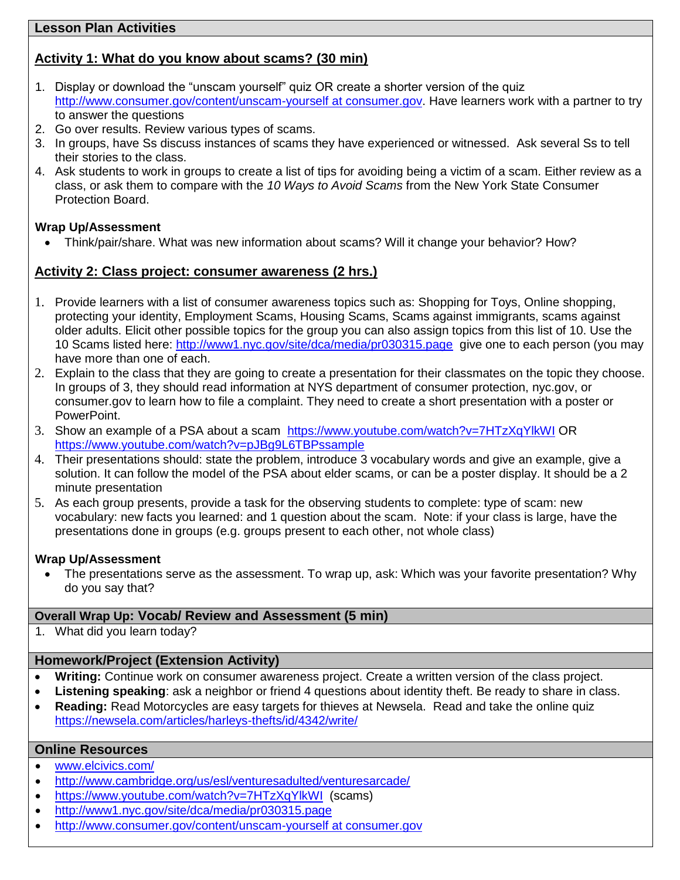## Lesson Plan Activities

### Activity 1: What do you know about scams? (30 min)

1. Display or download the "unscam yourself" quiz OR create a shorter version of the quiz http://www.consumer.gov/content/unscam-yourself at consumer.gov. Have learners work with a partner to try to answer the questions
2. Go over results. Review various types of scams.
3. In groups, have Ss discuss instances of scams they have experienced or witnessed. Ask several Ss to tell their stories to the class.
4. Ask students to work in groups to create a list of tips for avoiding being a victim of a scam. Either review as a class, or ask them to compare with the *10 Ways to Avoid Scams* from the New York State Consumer Protection Board.

**Wrap Up/Assessment**

- Think/pair/share. What was new information about scams? Will it change your behavior? How?

### Activity 2: Class project: consumer awareness (2 hrs.)

1. Provide learners with a list of consumer awareness topics such as: Shopping for Toys, Online shopping, protecting your identity, Employment Scams, Housing Scams, Scams against immigrants, scams against older adults. Elicit other possible topics for the group you can also assign topics from this list of 10. Use the 10 Scams listed here: http://www1.nyc.gov/site/dca/media/pr030315.page give one to each person (you may have more than one of each.
2. Explain to the class that they are going to create a presentation for their classmates on the topic they choose. In groups of 3, they should read information at NYS department of consumer protection, nyc.gov, or consumer.gov to learn how to file a complaint. They need to create a short presentation with a poster or PowerPoint.
3. Show an example of a PSA about a scam https://www.youtube.com/watch?v=7HTzXqYlkWI OR https://www.youtube.com/watch?v=pJBg9L6TBPssample
4. Their presentations should: state the problem, introduce 3 vocabulary words and give an example, give a solution. It can follow the model of the PSA about elder scams, or can be a poster display. It should be a 2 minute presentation
5. As each group presents, provide a task for the observing students to complete: type of scam: new vocabulary: new facts you learned: and 1 question about the scam. Note: if your class is large, have the presentations done in groups (e.g. groups present to each other, not whole class)

**Wrap Up/Assessment**

- The presentations serve as the assessment. To wrap up, ask: Which was your favorite presentation? Why do you say that?

## Overall Wrap Up: Vocab/ Review and Assessment (5 min)

1. What did you learn today?

## Homework/Project (Extension Activity)

- **Writing:** Continue work on consumer awareness project. Create a written version of the class project.
- **Listening speaking**: ask a neighbor or friend 4 questions about identity theft. Be ready to share in class.
- **Reading:** Read Motorcycles are easy targets for thieves at Newsela. Read and take the online quiz https://newsela.com/articles/harleys-thefts/id/4342/write/

## Online Resources

- www.elcivics.com/
- http://www.cambridge.org/us/esl/venturesadulted/venturesarcade/
- https://www.youtube.com/watch?v=7HTzXqYlkWI (scams)
- http://www1.nyc.gov/site/dca/media/pr030315.page
- http://www.consumer.gov/content/unscam-yourself at consumer.gov